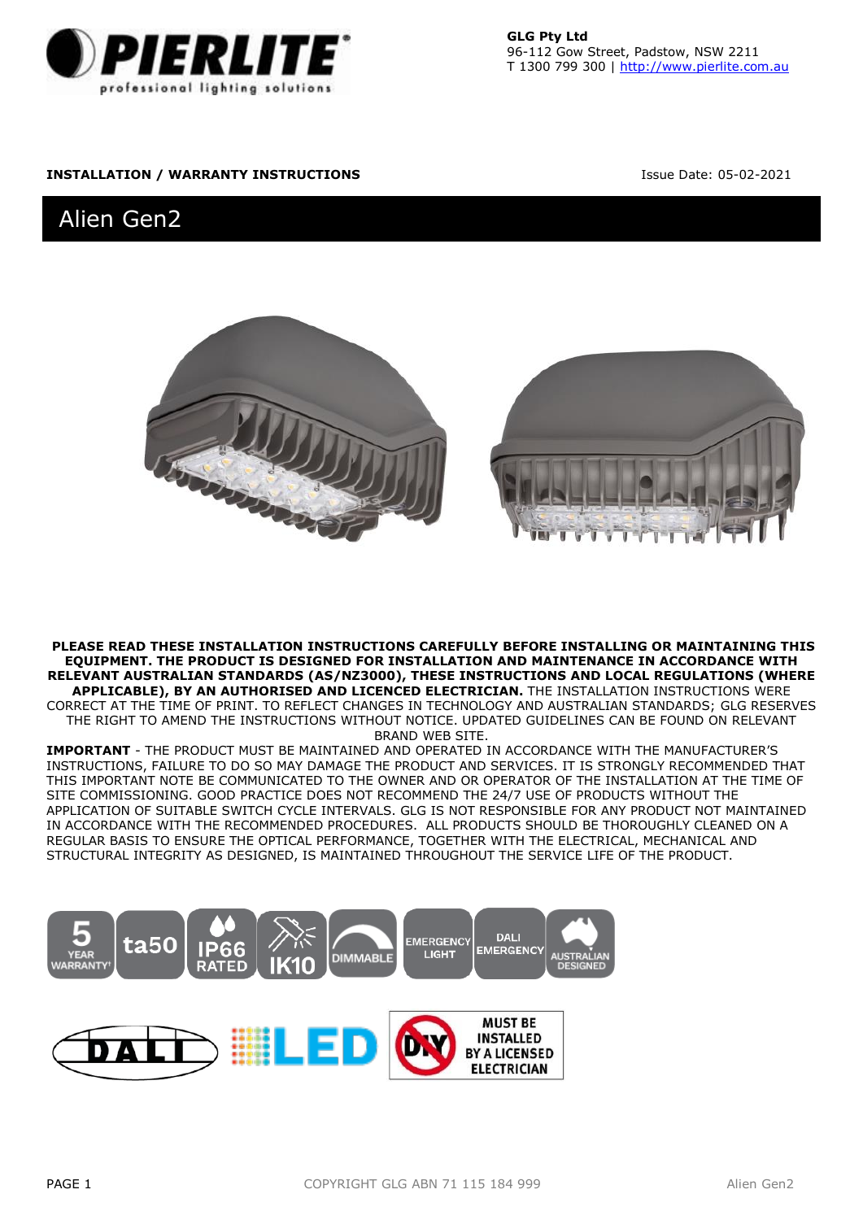PIERLITE
professional lighting solutions

**GLG Pty Ltd**
96-112 Gow Street, Padstow, NSW 2211
T 1300 799 300 | http://www.pierlite.com.au

**INSTALLATION / WARRANTY INSTRUCTIONS**

Issue Date: 05-02-2021

# Alien Gen2

**PLEASE READ THESE INSTALLATION INSTRUCTIONS CAREFULLY BEFORE INSTALLING OR MAINTAINING THIS EQUIPMENT. THE PRODUCT IS DESIGNED FOR INSTALLATION AND MAINTENANCE IN ACCORDANCE WITH RELEVANT AUSTRALIAN STANDARDS (AS/NZ3000), THESE INSTRUCTIONS AND LOCAL REGULATIONS (WHERE APPLICABLE), BY AN AUTHORISED AND LICENCED ELECTRICIAN.** THE INSTALLATION INSTRUCTIONS WERE CORRECT AT THE TIME OF PRINT. TO REFLECT CHANGES IN TECHNOLOGY AND AUSTRALIAN STANDARDS; GLG RESERVES THE RIGHT TO AMEND THE INSTRUCTIONS WITHOUT NOTICE. UPDATED GUIDELINES CAN BE FOUND ON RELEVANT BRAND WEB SITE.

**IMPORTANT** - THE PRODUCT MUST BE MAINTAINED AND OPERATED IN ACCORDANCE WITH THE MANUFACTURER'S INSTRUCTIONS, FAILURE TO DO SO MAY DAMAGE THE PRODUCT AND SERVICES. IT IS STRONGLY RECOMMENDED THAT THIS IMPORTANT NOTE BE COMMUNICATED TO THE OWNER AND OR OPERATOR OF THE INSTALLATION AT THE TIME OF SITE COMMISSIONING. GOOD PRACTICE DOES NOT RECOMMEND THE 24/7 USE OF PRODUCTS WITHOUT THE APPLICATION OF SUITABLE SWITCH CYCLE INTERVALS. GLG IS NOT RESPONSIBLE FOR ANY PRODUCT NOT MAINTAINED IN ACCORDANCE WITH THE RECOMMENDED PROCEDURES. ALL PRODUCTS SHOULD BE THOROUGHLY CLEANED ON A REGULAR BASIS TO ENSURE THE OPTICAL PERFORMANCE, TOGETHER WITH THE ELECTRICAL, MECHANICAL AND STRUCTURAL INTEGRITY AS DESIGNED, IS MAINTAINED THROUGHOUT THE SERVICE LIFE OF THE PRODUCT.

5 YEAR WARRANTY† | ta50 | IP66 RATED | IK10 | DIMMABLE | EMERGENCY LIGHT | DALI EMERGENCY | AUSTRALIAN DESIGNED

DALI | LED | DIY — MUST BE INSTALLED BY A LICENSED ELECTRICIAN

COPYRIGHT GLG ABN 71 115 184 999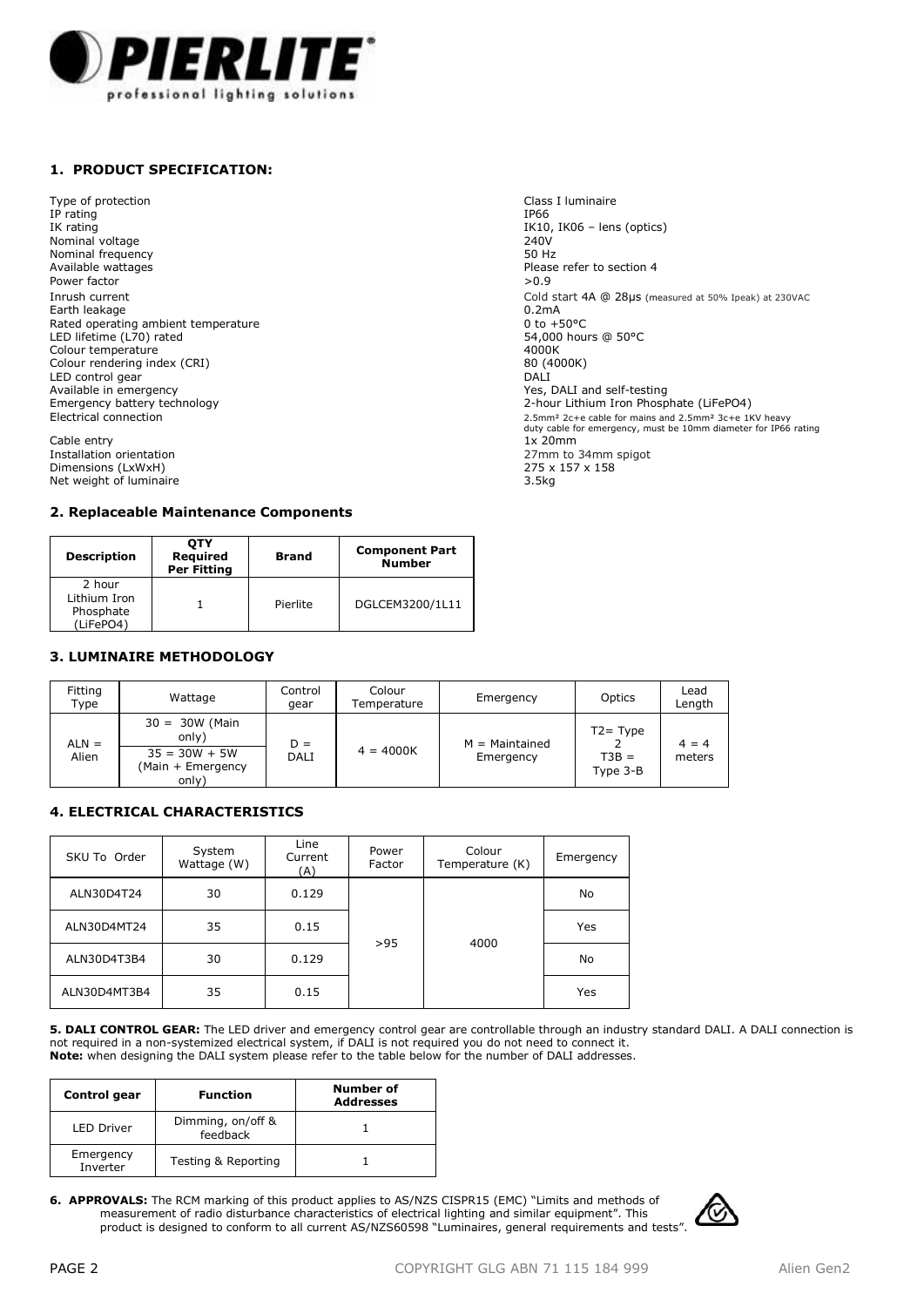## 1. PRODUCT SPECIFICATION:

| | |
|---|---|
| Type of protection | Class I luminaire |
| IP rating | IP66 |
| IK rating | IK10, IK06 – lens (optics) |
| Nominal voltage | 240V |
| Nominal frequency | 50 Hz |
| Available wattages | Please refer to section 4 |
| Power factor | >0.9 |
| Inrush current | Cold start 4A @ 28µs (measured at 50% Ipeak) at 230VAC |
| Earth leakage | 0.2mA |
| Rated operating ambient temperature | 0 to +50°C |
| LED lifetime (L70) rated | 54,000 hours @ 50°C |
| Colour temperature | 4000K |
| Colour rendering index (CRI) | 80 (4000K) |
| LED control gear | DALI |
| Available in emergency | Yes, DALI and self-testing |
| Emergency battery technology | 2-hour Lithium Iron Phosphate (LiFePO4) |
| Electrical connection | 2.5mm² 2c+e cable for mains and 2.5mm² 3c+e 1KV heavy duty cable for emergency, must be 10mm diameter for IP66 rating |
| Cable entry | 1x 20mm |
| Installation orientation | 27mm to 34mm spigot |
| Dimensions (LxWxH) | 275 x 157 x 158 |
| Net weight of luminaire | 3.5kg |

## 2. Replaceable Maintenance Components

| Description | QTY Required Per Fitting | Brand | Component Part Number |
|---|---|---|---|
| 2 hour Lithium Iron Phosphate (LiFePO4) | 1 | Pierlite | DGLCEM3200/1L11 |

## 3. LUMINAIRE METHODOLOGY

| Fitting Type | Wattage | Control gear | Colour Temperature | Emergency | Optics | Lead Length |
|---|---|---|---|---|---|---|
| ALN = Alien | 30 = 30W (Main only)<br>35 = 30W + 5W (Main + Emergency only) | D = DALI | 4 = 4000K | M = Maintained Emergency | T2= Type 2<br>T3B = Type 3-B | 4 = 4 meters |

## 4. ELECTRICAL CHARACTERISTICS

| SKU To Order | System Wattage (W) | Line Current (A) | Power Factor | Colour Temperature (K) | Emergency |
|---|---|---|---|---|---|
| ALN30D4T24 | 30 | 0.129 | >95 | 4000 | No |
| ALN30D4MT24 | 35 | 0.15 | | | Yes |
| ALN30D4T3B4 | 30 | 0.129 | | | No |
| ALN30D4MT3B4 | 35 | 0.15 | | | Yes |

**5. DALI CONTROL GEAR:** The LED driver and emergency control gear are controllable through an industry standard DALI. A DALI connection is not required in a non-systemized electrical system, if DALI is not required you do not need to connect it.
**Note:** when designing the DALI system please refer to the table below for the number of DALI addresses.

| Control gear | Function | Number of Addresses |
|---|---|---|
| LED Driver | Dimming, on/off & feedback | 1 |
| Emergency Inverter | Testing & Reporting | 1 |

**6. APPROVALS:** The RCM marking of this product applies to AS/NZS CISPR15 (EMC) "Limits and methods of measurement of radio disturbance characteristics of electrical lighting and similar equipment". This product is designed to conform to all current AS/NZS60598 "Luminaires, general requirements and tests".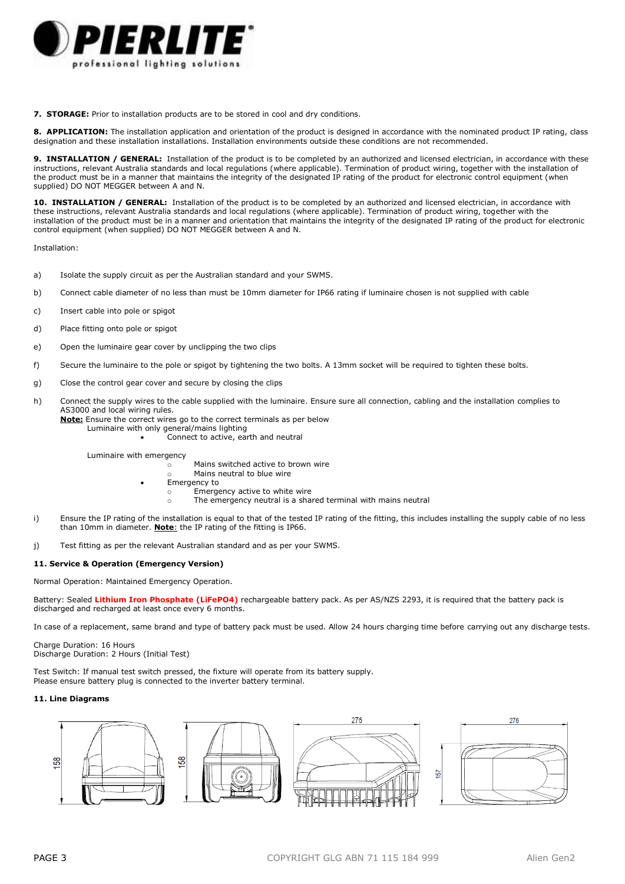**7. STORAGE:** Prior to installation products are to be stored in cool and dry conditions.

**8. APPLICATION:** The installation application and orientation of the product is designed in accordance with the nominated product IP rating, class designation and these installation installations. Installation environments outside these conditions are not recommended.

**9. INSTALLATION / GENERAL:** Installation of the product is to be completed by an authorized and licensed electrician, in accordance with these instructions, relevant Australia standards and local regulations (where applicable). Termination of product wiring, together with the installation of the product must be in a manner that maintains the integrity of the designated IP rating of the product for electronic control equipment (when supplied) DO NOT MEGGER between A and N.

**10. INSTALLATION / GENERAL:** Installation of the product is to be completed by an authorized and licensed electrician, in accordance with these instructions, relevant Australia standards and local regulations (where applicable). Termination of product wiring, together with the installation of the product must be in a manner and orientation that maintains the integrity of the designated IP rating of the product for electronic control equipment (when supplied) DO NOT MEGGER between A and N.

Installation:

a) Isolate the supply circuit as per the Australian standard and your SWMS.

b) Connect cable diameter of no less than must be 10mm diameter for IP66 rating if luminaire chosen is not supplied with cable

c) Insert cable into pole or spigot

d) Place fitting onto pole or spigot

e) Open the luminaire gear cover by unclipping the two clips

f) Secure the luminaire to the pole or spigot by tightening the two bolts. A 13mm socket will be required to tighten these bolts.

g) Close the control gear cover and secure by closing the clips

h) Connect the supply wires to the cable supplied with the luminaire. Ensure sure all connection, cabling and the installation complies to AS3000 and local wiring rules.
   **Note:** Ensure the correct wires go to the correct terminals as per below
   Luminaire with only general/mains lighting
   - Connect to active, earth and neutral

   Luminaire with emergency
     - Mains switched active to brown wire
     - Mains neutral to blue wire
   - Emergency to
     - Emergency active to white wire
     - The emergency neutral is a shared terminal with mains neutral

i) Ensure the IP rating of the installation is equal to that of the tested IP rating of the fitting, this includes installing the supply cable of no less than 10mm in diameter. **Note**: the IP rating of the fitting is IP66.

j) Test fitting as per the relevant Australian standard and as per your SWMS.

**11. Service & Operation (Emergency Version)**

Normal Operation: Maintained Emergency Operation.

Battery: Sealed **Lithium Iron Phosphate (LiFePO4)** rechargeable battery pack. As per AS/NZS 2293, it is required that the battery pack is discharged and recharged at least once every 6 months.

In case of a replacement, same brand and type of battery pack must be used. Allow 24 hours charging time before carrying out any discharge tests.

Charge Duration: 16 Hours
Discharge Duration: 2 Hours (Initial Test)

Test Switch: If manual test switch pressed, the fixture will operate from its battery supply.
Please ensure battery plug is connected to the inverter battery terminal.

**11. Line Diagrams**

158 158 276 276 157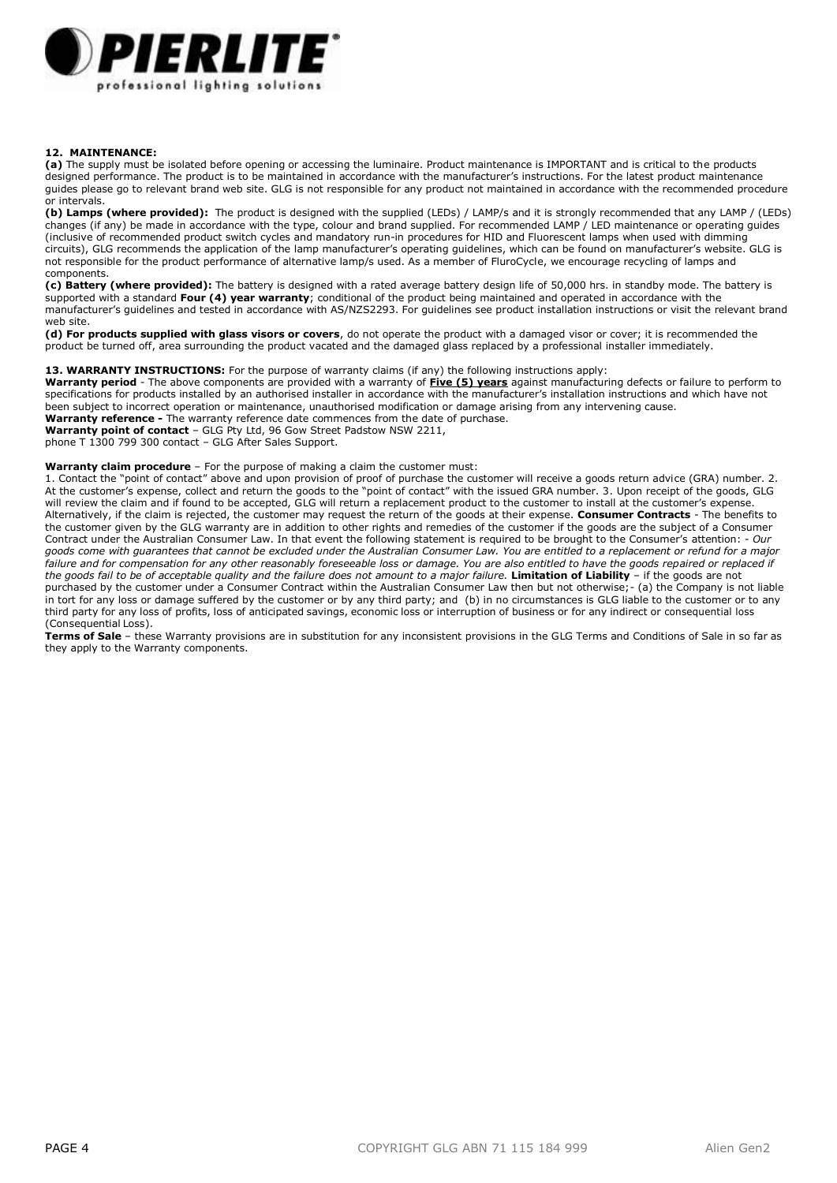## 12. MAINTENANCE:

**(a)** The supply must be isolated before opening or accessing the luminaire. Product maintenance is IMPORTANT and is critical to the products designed performance. The product is to be maintained in accordance with the manufacturer's instructions. For the latest product maintenance guides please go to relevant brand web site. GLG is not responsible for any product not maintained in accordance with the recommended procedure or intervals.

**(b) Lamps (where provided):** The product is designed with the supplied (LEDs) / LAMP/s and it is strongly recommended that any LAMP / (LEDs) changes (if any) be made in accordance with the type, colour and brand supplied. For recommended LAMP / LED maintenance or operating guides (inclusive of recommended product switch cycles and mandatory run-in procedures for HID and Fluorescent lamps when used with dimming circuits), GLG recommends the application of the lamp manufacturer's operating guidelines, which can be found on manufacturer's website. GLG is not responsible for the product performance of alternative lamp/s used. As a member of FluroCycle, we encourage recycling of lamps and components.

**(c) Battery (where provided):** The battery is designed with a rated average battery design life of 50,000 hrs. in standby mode. The battery is supported with a standard **Four (4) year warranty**; conditional of the product being maintained and operated in accordance with the manufacturer's guidelines and tested in accordance with AS/NZS2293. For guidelines see product installation instructions or visit the relevant brand web site.

**(d) For products supplied with glass visors or covers**, do not operate the product with a damaged visor or cover; it is recommended the product be turned off, area surrounding the product vacated and the damaged glass replaced by a professional installer immediately.

**13. WARRANTY INSTRUCTIONS:** For the purpose of warranty claims (if any) the following instructions apply:

**Warranty period** - The above components are provided with a warranty of **Five (5) years** against manufacturing defects or failure to perform to specifications for products installed by an authorised installer in accordance with the manufacturer's installation instructions and which have not been subject to incorrect operation or maintenance, unauthorised modification or damage arising from any intervening cause.

**Warranty reference -** The warranty reference date commences from the date of purchase.

**Warranty point of contact** – GLG Pty Ltd, 96 Gow Street Padstow NSW 2211,
phone T 1300 799 300 contact – GLG After Sales Support.

**Warranty claim procedure** – For the purpose of making a claim the customer must:

1. Contact the "point of contact" above and upon provision of proof of purchase the customer will receive a goods return advice (GRA) number. 2. At the customer's expense, collect and return the goods to the "point of contact" with the issued GRA number. 3. Upon receipt of the goods, GLG will review the claim and if found to be accepted, GLG will return a replacement product to the customer to install at the customer's expense. Alternatively, if the claim is rejected, the customer may request the return of the goods at their expense. **Consumer Contracts** - The benefits to the customer given by the GLG warranty are in addition to other rights and remedies of the customer if the goods are the subject of a Consumer Contract under the Australian Consumer Law. In that event the following statement is required to be brought to the Consumer's attention: - *Our goods come with guarantees that cannot be excluded under the Australian Consumer Law. You are entitled to a replacement or refund for a major failure and for compensation for any other reasonably foreseeable loss or damage. You are also entitled to have the goods repaired or replaced if the goods fail to be of acceptable quality and the failure does not amount to a major failure.* **Limitation of Liability** – if the goods are not purchased by the customer under a Consumer Contract within the Australian Consumer Law then but not otherwise;- (a) the Company is not liable in tort for any loss or damage suffered by the customer or by any third party; and (b) in no circumstances is GLG liable to the customer or to any third party for any loss of profits, loss of anticipated savings, economic loss or interruption of business or for any indirect or consequential loss (Consequential Loss).

**Terms of Sale** – these Warranty provisions are in substitution for any inconsistent provisions in the GLG Terms and Conditions of Sale in so far as they apply to the Warranty components.